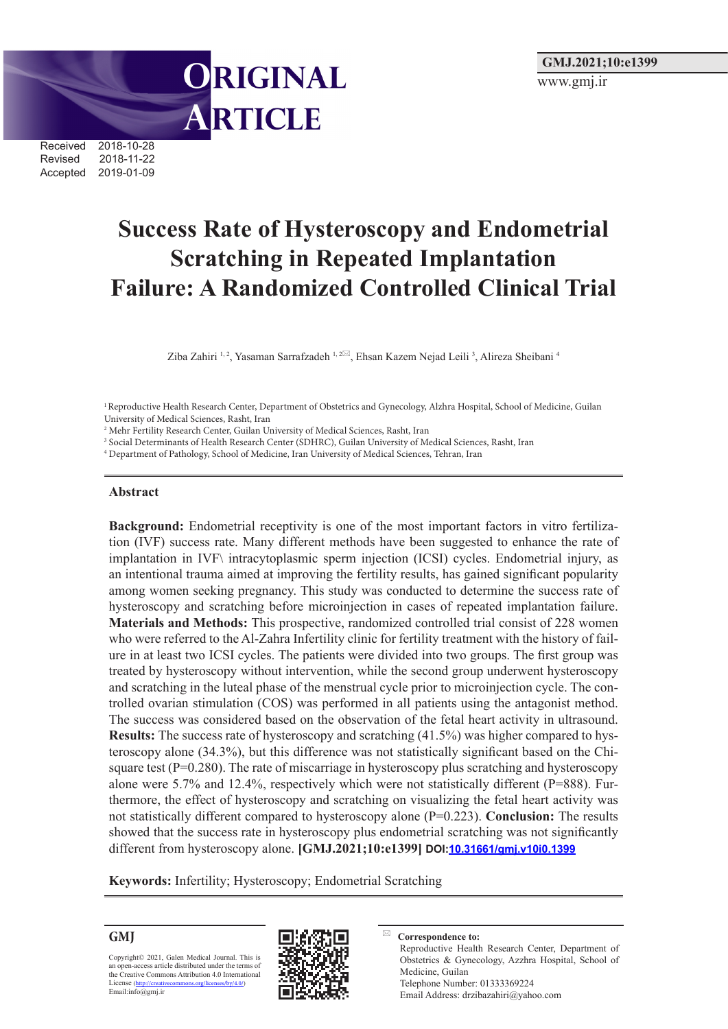ORIGINAL ARTICLE

Received 2018-10-28
Revised 2018-11-22
Accepted 2019-01-09

# Success Rate of Hysteroscopy and Endometrial Scratching in Repeated Implantation Failure: A Randomized Controlled Clinical Trial

Ziba Zahiri [1, 2], Yasaman Sarrafzadeh [1, 2]✉, Ehsan Kazem Nejad Leili [3], Alireza Sheibani [4]

[1] Reproductive Health Research Center, Department of Obstetrics and Gynecology, Alzhra Hospital, School of Medicine, Guilan University of Medical Sciences, Rasht, Iran

[2] Mehr Fertility Research Center, Guilan University of Medical Sciences, Rasht, Iran

[3] Social Determinants of Health Research Center (SDHRC), Guilan University of Medical Sciences, Rasht, Iran

[4] Department of Pathology, School of Medicine, Iran University of Medical Sciences, Tehran, Iran

## Abstract

**Background:** Endometrial receptivity is one of the most important factors in vitro fertilization (IVF) success rate. Many different methods have been suggested to enhance the rate of implantation in IVF\ intracytoplasmic sperm injection (ICSI) cycles. Endometrial injury, as an intentional trauma aimed at improving the fertility results, has gained significant popularity among women seeking pregnancy. This study was conducted to determine the success rate of hysteroscopy and scratching before microinjection in cases of repeated implantation failure. **Materials and Methods:** This prospective, randomized controlled trial consist of 228 women who were referred to the Al-Zahra Infertility clinic for fertility treatment with the history of failure in at least two ICSI cycles. The patients were divided into two groups. The first group was treated by hysteroscopy without intervention, while the second group underwent hysteroscopy and scratching in the luteal phase of the menstrual cycle prior to microinjection cycle. The controlled ovarian stimulation (COS) was performed in all patients using the antagonist method. The success was considered based on the observation of the fetal heart activity in ultrasound. **Results:** The success rate of hysteroscopy and scratching (41.5%) was higher compared to hysteroscopy alone (34.3%), but this difference was not statistically significant based on the Chi-square test (P=0.280). The rate of miscarriage in hysteroscopy plus scratching and hysteroscopy alone were 5.7% and 12.4%, respectively which were not statistically different (P=888). Furthermore, the effect of hysteroscopy and scratching on visualizing the fetal heart activity was not statistically different compared to hysteroscopy alone (P=0.223). **Conclusion:** The results showed that the success rate in hysteroscopy plus endometrial scratching was not significantly different from hysteroscopy alone. **[GMJ.2021;10:e1399]** DOI:10.31661/gmj.v10i0.1399

**Keywords:** Infertility; Hysteroscopy; Endometrial Scratching

**GMJ**

Copyright© 2021, Galen Medical Journal. This is an open-access article distributed under the terms of the Creative Commons Attribution 4.0 International License (http://creativecommons.org/licenses/by/4.0/)
Email:info@gmj.ir

✉ **Correspondence to:**
Reproductive Health Research Center, Department of Obstetrics & Gynecology, Azzhra Hospital, School of Medicine, Guilan
Telephone Number: 01333369224
Email Address: drzibazahiri@yahoo.com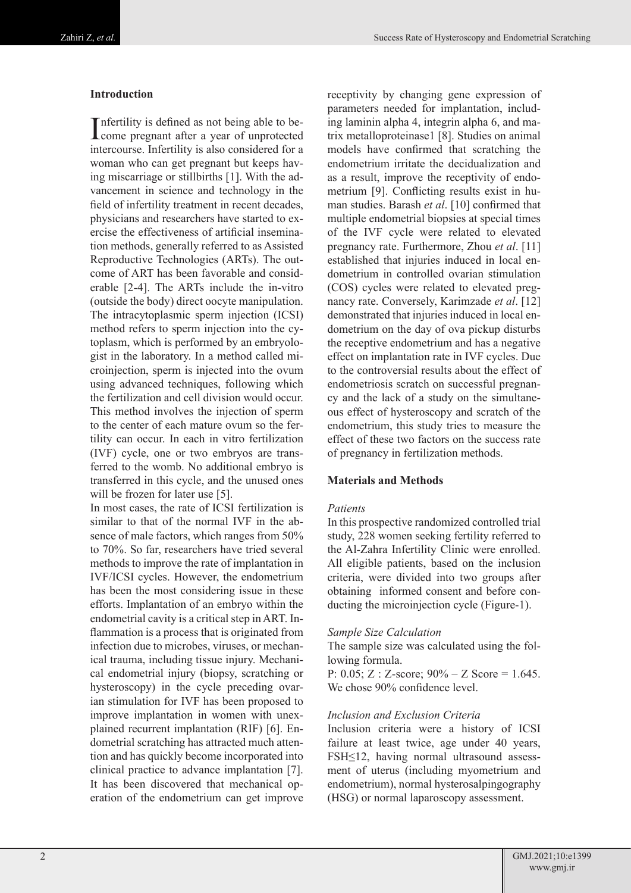## Introduction

Infertility is defined as not being able to become pregnant after a year of unprotected intercourse. Infertility is also considered for a woman who can get pregnant but keeps having miscarriage or stillbirths [1]. With the advancement in science and technology in the field of infertility treatment in recent decades, physicians and researchers have started to exercise the effectiveness of artificial insemination methods, generally referred to as Assisted Reproductive Technologies (ARTs). The outcome of ART has been favorable and considerable [2-4]. The ARTs include the in-vitro (outside the body) direct oocyte manipulation. The intracytoplasmic sperm injection (ICSI) method refers to sperm injection into the cytoplasm, which is performed by an embryologist in the laboratory. In a method called microinjection, sperm is injected into the ovum using advanced techniques, following which the fertilization and cell division would occur. This method involves the injection of sperm to the center of each mature ovum so the fertility can occur. In each in vitro fertilization (IVF) cycle, one or two embryos are transferred to the womb. No additional embryo is transferred in this cycle, and the unused ones will be frozen for later use [5].

In most cases, the rate of ICSI fertilization is similar to that of the normal IVF in the absence of male factors, which ranges from 50% to 70%. So far, researchers have tried several methods to improve the rate of implantation in IVF/ICSI cycles. However, the endometrium has been the most considering issue in these efforts. Implantation of an embryo within the endometrial cavity is a critical step in ART. Inflammation is a process that is originated from infection due to microbes, viruses, or mechanical trauma, including tissue injury. Mechanical endometrial injury (biopsy, scratching or hysteroscopy) in the cycle preceding ovarian stimulation for IVF has been proposed to improve implantation in women with unexplained recurrent implantation (RIF) [6]. Endometrial scratching has attracted much attention and has quickly become incorporated into clinical practice to advance implantation [7]. It has been discovered that mechanical operation of the endometrium can get improve receptivity by changing gene expression of parameters needed for implantation, including laminin alpha 4, integrin alpha 6, and matrix metalloproteinase1 [8]. Studies on animal models have confirmed that scratching the endometrium irritate the decidualization and as a result, improve the receptivity of endometrium [9]. Conflicting results exist in human studies. Barash *et al*. [10] confirmed that multiple endometrial biopsies at special times of the IVF cycle were related to elevated pregnancy rate. Furthermore, Zhou *et al*. [11] established that injuries induced in local endometrium in controlled ovarian stimulation (COS) cycles were related to elevated pregnancy rate. Conversely, Karimzade *et al*. [12] demonstrated that injuries induced in local endometrium on the day of ova pickup disturbs the receptive endometrium and has a negative effect on implantation rate in IVF cycles. Due to the controversial results about the effect of endometriosis scratch on successful pregnancy and the lack of a study on the simultaneous effect of hysteroscopy and scratch of the endometrium, this study tries to measure the effect of these two factors on the success rate of pregnancy in fertilization methods.

## Materials and Methods

*Patients*

In this prospective randomized controlled trial study, 228 women seeking fertility referred to the Al-Zahra Infertility Clinic were enrolled. All eligible patients, based on the inclusion criteria, were divided into two groups after obtaining informed consent and before conducting the microinjection cycle (Figure-1).

*Sample Size Calculation*

The sample size was calculated using the following formula.

P: 0.05; Z : Z-score; 90% – Z Score = 1.645. We chose 90% confidence level.

*Inclusion and Exclusion Criteria*

Inclusion criteria were a history of ICSI failure at least twice, age under 40 years, FSH≤12, having normal ultrasound assessment of uterus (including myometrium and endometrium), normal hysterosalpingography (HSG) or normal laparoscopy assessment.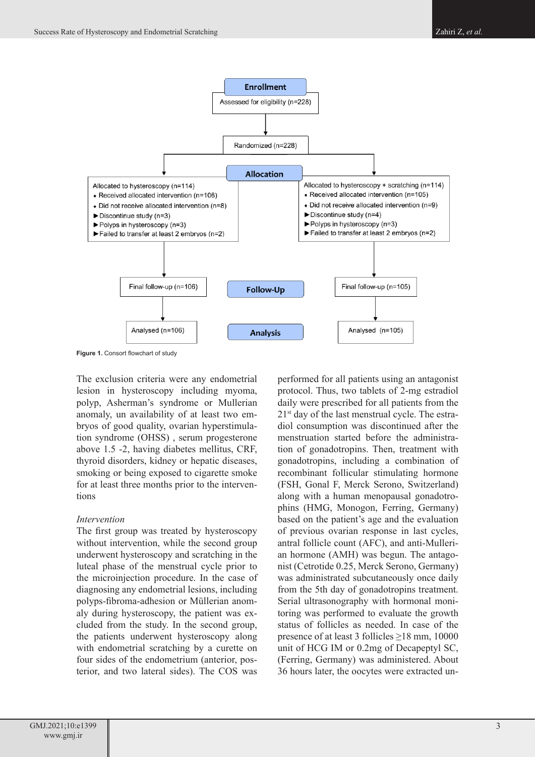**Enrollment**

Assessed for eligibility (n=228)

Randomized (n=228)

**Allocation**

Allocated to hysteroscopy (n=114)
- Received allocated intervention (n=106)
- Did not receive allocated intervention (n=8)
  - Discontinue study (n=3)
  - Polyps in hysteroscopy (n=3)
  - Failed to transfer at least 2 embryos (n=2)

Allocated to hysteroscopy + scratching (n=114)
- Received allocated intervention (n=105)
- Did not receive allocated intervention (n=9)
  - Discontinue study (n=4)
  - Polyps in hysteroscopy (n=3)
  - Failed to transfer at least 2 embryos (n=2)

**Follow-Up**

Final follow-up (n=106) | Final follow-up (n=105)

**Analysis**

Analysed (n=106) | Analysed (n=105)

**Figure 1.** Consort flowchart of study

The exclusion criteria were any endometrial lesion in hysteroscopy including myoma, polyp, Asherman's syndrome or Mullerian anomaly, un availability of at least two embryos of good quality, ovarian hyperstimulation syndrome (OHSS) , serum progesterone above 1.5 -2, having diabetes mellitus, CRF, thyroid disorders, kidney or hepatic diseases, smoking or being exposed to cigarette smoke for at least three months prior to the interventions

*Intervention*

The first group was treated by hysteroscopy without intervention, while the second group underwent hysteroscopy and scratching in the luteal phase of the menstrual cycle prior to the microinjection procedure. In the case of diagnosing any endometrial lesions, including polyps-fibroma-adhesion or Müllerian anomaly during hysteroscopy, the patient was excluded from the study. In the second group, the patients underwent hysteroscopy along with endometrial scratching by a curette on four sides of the endometrium (anterior, posterior, and two lateral sides). The COS was performed for all patients using an antagonist protocol. Thus, two tablets of 2-mg estradiol daily were prescribed for all patients from the 21st day of the last menstrual cycle. The estradiol consumption was discontinued after the menstruation started before the administration of gonadotropins. Then, treatment with gonadotropins, including a combination of recombinant follicular stimulating hormone (FSH, Gonal F, Merck Serono, Switzerland) along with a human menopausal gonadotrophins (HMG, Monogon, Ferring, Germany) based on the patient's age and the evaluation of previous ovarian response in last cycles, antral follicle count (AFC), and anti-Mullerian hormone (AMH) was begun. The antagonist (Cetrotide 0.25, Merck Serono, Germany) was administrated subcutaneously once daily from the 5th day of gonadotropins treatment. Serial ultrasonography with hormonal monitoring was performed to evaluate the growth status of follicles as needed. In case of the presence of at least 3 follicles ≥18 mm, 10000 unit of HCG IM or 0.2mg of Decapeptyl SC, (Ferring, Germany) was administered. About 36 hours later, the oocytes were extracted un-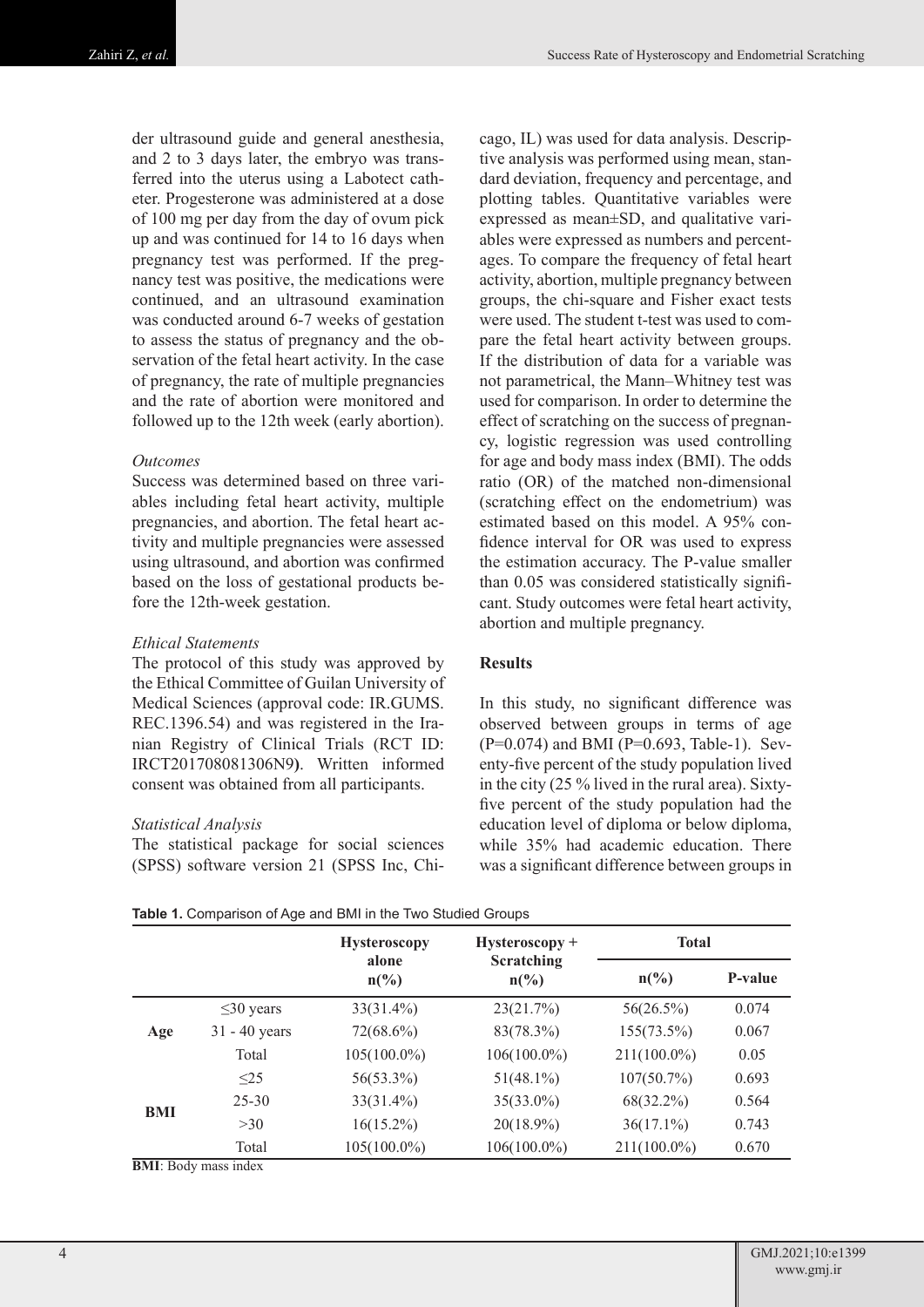der ultrasound guide and general anesthesia, and 2 to 3 days later, the embryo was transferred into the uterus using a Labotect catheter. Progesterone was administered at a dose of 100 mg per day from the day of ovum pick up and was continued for 14 to 16 days when pregnancy test was performed. If the pregnancy test was positive, the medications were continued, and an ultrasound examination was conducted around 6-7 weeks of gestation to assess the status of pregnancy and the observation of the fetal heart activity. In the case of pregnancy, the rate of multiple pregnancies and the rate of abortion were monitored and followed up to the 12th week (early abortion).

### *Outcomes*

Success was determined based on three variables including fetal heart activity, multiple pregnancies, and abortion. The fetal heart activity and multiple pregnancies were assessed using ultrasound, and abortion was confirmed based on the loss of gestational products before the 12th-week gestation.

### *Ethical Statements*

The protocol of this study was approved by the Ethical Committee of Guilan University of Medical Sciences (approval code: IR.GUMS.REC.1396.54) and was registered in the Iranian Registry of Clinical Trials (RCT ID: IRCT201708081306N9**)**. Written informed consent was obtained from all participants.

### *Statistical Analysis*

The statistical package for social sciences (SPSS) software version 21 (SPSS Inc, Chicago, IL) was used for data analysis. Descriptive analysis was performed using mean, standard deviation, frequency and percentage, and plotting tables. Quantitative variables were expressed as mean±SD, and qualitative variables were expressed as numbers and percentages. To compare the frequency of fetal heart activity, abortion, multiple pregnancy between groups, the chi-square and Fisher exact tests were used. The student t-test was used to compare the fetal heart activity between groups. If the distribution of data for a variable was not parametrical, the Mann–Whitney test was used for comparison. In order to determine the effect of scratching on the success of pregnancy, logistic regression was used controlling for age and body mass index (BMI). The odds ratio (OR) of the matched non-dimensional (scratching effect on the endometrium) was estimated based on this model. A 95% confidence interval for OR was used to express the estimation accuracy. The P-value smaller than 0.05 was considered statistically significant. Study outcomes were fetal heart activity, abortion and multiple pregnancy.

## Results

In this study, no significant difference was observed between groups in terms of age (P=0.074) and BMI (P=0.693, Table-1). Seventy-five percent of the study population lived in the city (25 % lived in the rural area). Sixty-five percent of the study population had the education level of diploma or below diploma, while 35% had academic education. There was a significant difference between groups in

**Table 1.** Comparison of Age and BMI in the Two Studied Groups

| | | Hysteroscopy alone n(%) | Hysteroscopy + Scratching n(%) | Total n(%) | P-value |
|---|---|---|---|---|---|
| **Age** | ≤30 years | 33(31.4%) | 23(21.7%) | 56(26.5%) | 0.074 |
| | 31 - 40 years | 72(68.6%) | 83(78.3%) | 155(73.5%) | 0.067 |
| | Total | 105(100.0%) | 106(100.0%) | 211(100.0%) | 0.05 |
| **BMI** | ≤25 | 56(53.3%) | 51(48.1%) | 107(50.7%) | 0.693 |
| | 25-30 | 33(31.4%) | 35(33.0%) | 68(32.2%) | 0.564 |
| | >30 | 16(15.2%) | 20(18.9%) | 36(17.1%) | 0.743 |
| | Total | 105(100.0%) | 106(100.0%) | 211(100.0%) | 0.670 |

**BMI**: Body mass index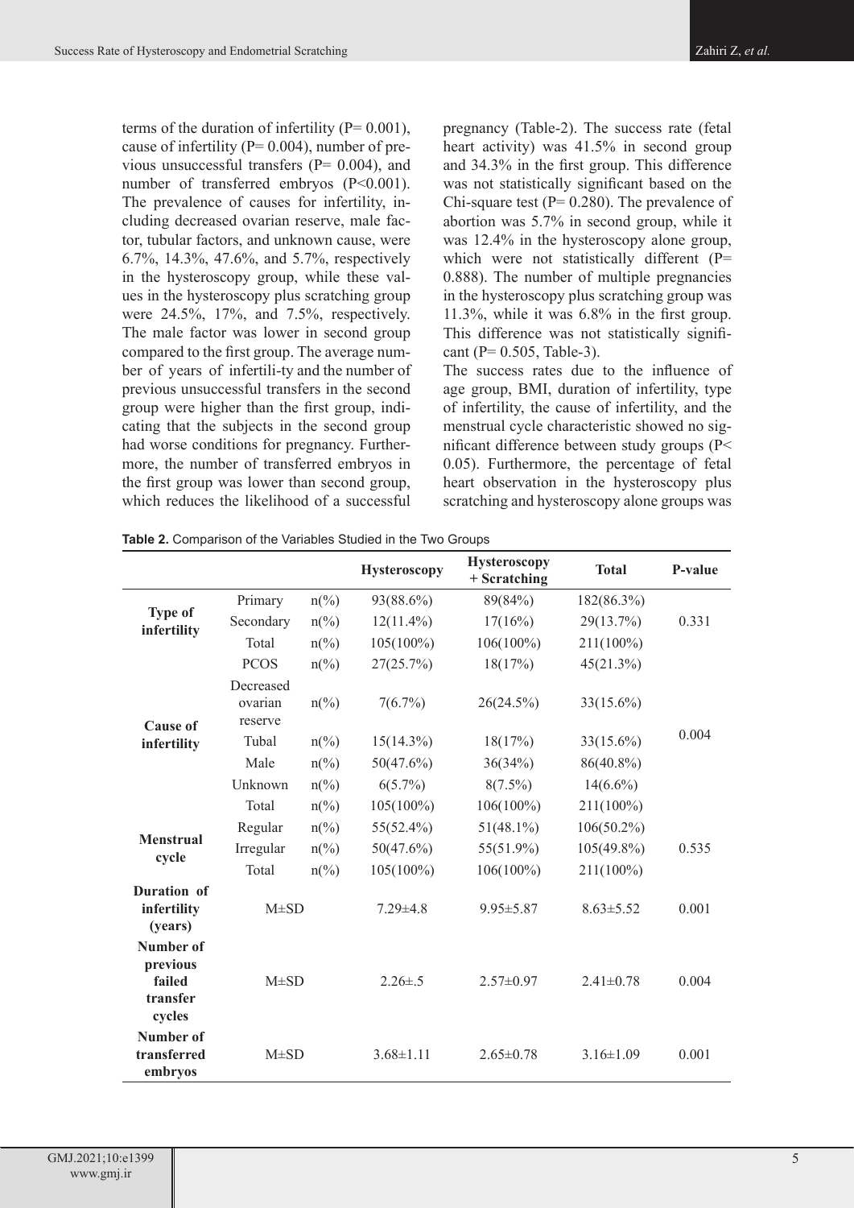terms of the duration of infertility (P= 0.001), cause of infertility (P= 0.004), number of previous unsuccessful transfers (P= 0.004), and number of transferred embryos (P<0.001). The prevalence of causes for infertility, including decreased ovarian reserve, male factor, tubular factors, and unknown cause, were 6.7%, 14.3%, 47.6%, and 5.7%, respectively in the hysteroscopy group, while these values in the hysteroscopy plus scratching group were 24.5%, 17%, and 7.5%, respectively. The male factor was lower in second group compared to the first group. The average number of years of infertili-ty and the number of previous unsuccessful transfers in the second group were higher than the first group, indicating that the subjects in the second group had worse conditions for pregnancy. Furthermore, the number of transferred embryos in the first group was lower than second group, which reduces the likelihood of a successful pregnancy (Table-2). The success rate (fetal heart activity) was 41.5% in second group and 34.3% in the first group. This difference was not statistically significant based on the Chi-square test (P= 0.280). The prevalence of abortion was 5.7% in second group, while it was 12.4% in the hysteroscopy alone group, which were not statistically different (P= 0.888). The number of multiple pregnancies in the hysteroscopy plus scratching group was 11.3%, while it was 6.8% in the first group. This difference was not statistically significant (P= 0.505, Table-3).

The success rates due to the influence of age group, BMI, duration of infertility, type of infertility, the cause of infertility, and the menstrual cycle characteristic showed no significant difference between study groups (P< 0.05). Furthermore, the percentage of fetal heart observation in the hysteroscopy plus scratching and hysteroscopy alone groups was

**Table 2.** Comparison of the Variables Studied in the Two Groups

| | | | Hysteroscopy | Hysteroscopy + Scratching | Total | P-value |
|---|---|---|---|---|---|---|
| **Type of infertility** | Primary | n(%) | 93(88.6%) | 89(84%) | 182(86.3%) | 0.331 |
| | Secondary | n(%) | 12(11.4%) | 17(16%) | 29(13.7%) | |
| | Total | n(%) | 105(100%) | 106(100%) | 211(100%) | |
| **Cause of infertility** | PCOS | n(%) | 27(25.7%) | 18(17%) | 45(21.3%) | 0.004 |
| | Decreased ovarian reserve | n(%) | 7(6.7%) | 26(24.5%) | 33(15.6%) | |
| | Tubal | n(%) | 15(14.3%) | 18(17%) | 33(15.6%) | |
| | Male | n(%) | 50(47.6%) | 36(34%) | 86(40.8%) | |
| | Unknown | n(%) | 6(5.7%) | 8(7.5%) | 14(6.6%) | |
| | Total | n(%) | 105(100%) | 106(100%) | 211(100%) | |
| **Menstrual cycle** | Regular | n(%) | 55(52.4%) | 51(48.1%) | 106(50.2%) | 0.535 |
| | Irregular | n(%) | 50(47.6%) | 55(51.9%) | 105(49.8%) | |
| | Total | n(%) | 105(100%) | 106(100%) | 211(100%) | |
| **Duration of infertility (years)** | M±SD | | 7.29±4.8 | 9.95±5.87 | 8.63±5.52 | 0.001 |
| **Number of previous failed transfer cycles** | M±SD | | 2.26±.5 | 2.57±0.97 | 2.41±0.78 | 0.004 |
| **Number of transferred embryos** | M±SD | | 3.68±1.11 | 2.65±0.78 | 3.16±1.09 | 0.001 |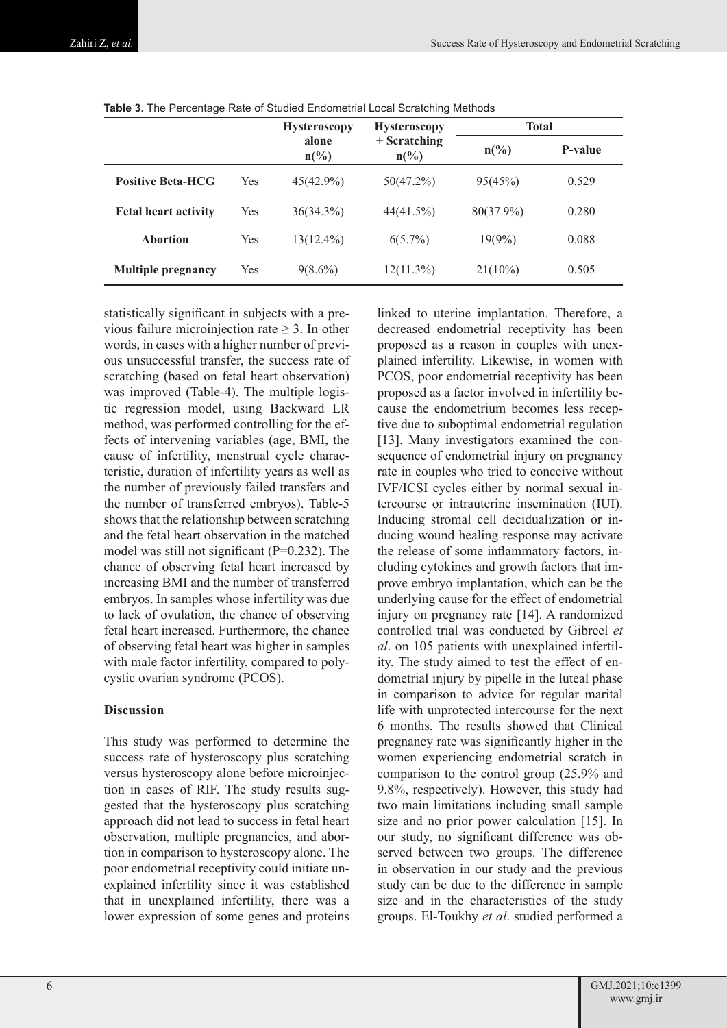**Table 3.** The Percentage Rate of Studied Endometrial Local Scratching Methods

| | | Hysteroscopy alone n(%) | Hysteroscopy + Scratching n(%) | Total | |
|---|---|---|---|---|---|
| | | | | n(%) | P-value |
| **Positive Beta-HCG** | Yes | 45(42.9%) | 50(47.2%) | 95(45%) | 0.529 |
| **Fetal heart activity** | Yes | 36(34.3%) | 44(41.5%) | 80(37.9%) | 0.280 |
| **Abortion** | Yes | 13(12.4%) | 6(5.7%) | 19(9%) | 0.088 |
| **Multiple pregnancy** | Yes | 9(8.6%) | 12(11.3%) | 21(10%) | 0.505 |

statistically significant in subjects with a previous failure microinjection rate $\geq 3$. In other words, in cases with a higher number of previous unsuccessful transfer, the success rate of scratching (based on fetal heart observation) was improved (Table-4). The multiple logistic regression model, using Backward LR method, was performed controlling for the effects of intervening variables (age, BMI, the cause of infertility, menstrual cycle characteristic, duration of infertility years as well as the number of previously failed transfers and the number of transferred embryos). Table-5 shows that the relationship between scratching and the fetal heart observation in the matched model was still not significant (P=0.232). The chance of observing fetal heart increased by increasing BMI and the number of transferred embryos. In samples whose infertility was due to lack of ovulation, the chance of observing fetal heart increased. Furthermore, the chance of observing fetal heart was higher in samples with male factor infertility, compared to polycystic ovarian syndrome (PCOS).

## Discussion

This study was performed to determine the success rate of hysteroscopy plus scratching versus hysteroscopy alone before microinjection in cases of RIF. The study results suggested that the hysteroscopy plus scratching approach did not lead to success in fetal heart observation, multiple pregnancies, and abortion in comparison to hysteroscopy alone. The poor endometrial receptivity could initiate unexplained infertility since it was established that in unexplained infertility, there was a lower expression of some genes and proteins linked to uterine implantation. Therefore, a decreased endometrial receptivity has been proposed as a reason in couples with unexplained infertility. Likewise, in women with PCOS, poor endometrial receptivity has been proposed as a factor involved in infertility because the endometrium becomes less receptive due to suboptimal endometrial regulation [13]. Many investigators examined the consequence of endometrial injury on pregnancy rate in couples who tried to conceive without IVF/ICSI cycles either by normal sexual intercourse or intrauterine insemination (IUI). Inducing stromal cell decidualization or inducing wound healing response may activate the release of some inflammatory factors, including cytokines and growth factors that improve embryo implantation, which can be the underlying cause for the effect of endometrial injury on pregnancy rate [14]. A randomized controlled trial was conducted by Gibreel *et al*. on 105 patients with unexplained infertility. The study aimed to test the effect of endometrial injury by pipelle in the luteal phase in comparison to advice for regular marital life with unprotected intercourse for the next 6 months. The results showed that Clinical pregnancy rate was significantly higher in the women experiencing endometrial scratch in comparison to the control group (25.9% and 9.8%, respectively). However, this study had two main limitations including small sample size and no prior power calculation [15]. In our study, no significant difference was observed between two groups. The difference in observation in our study and the previous study can be due to the difference in sample size and in the characteristics of the study groups. El-Toukhy *et al*. studied performed a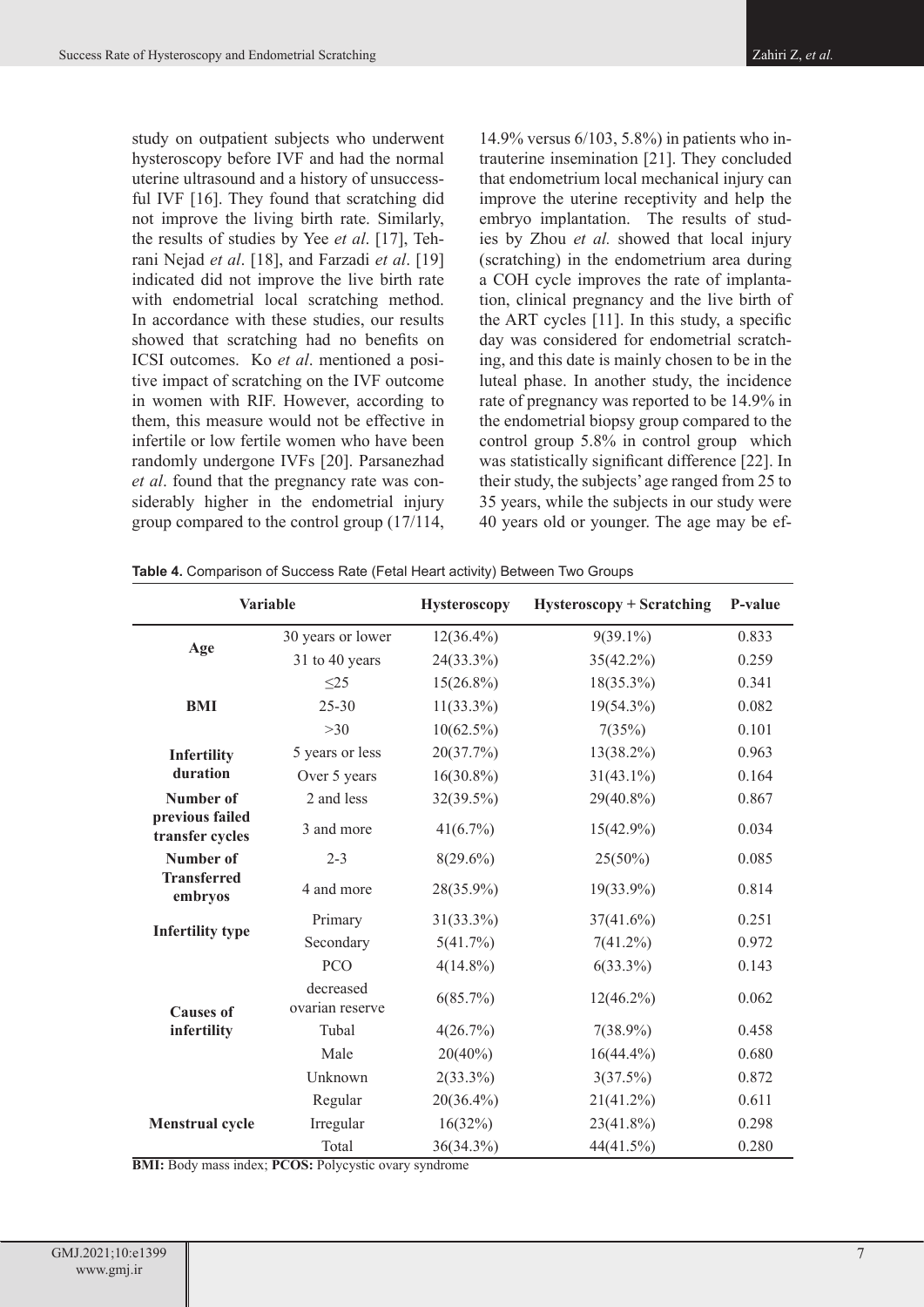study on outpatient subjects who underwent hysteroscopy before IVF and had the normal uterine ultrasound and a history of unsuccessful IVF [16]. They found that scratching did not improve the living birth rate. Similarly, the results of studies by Yee *et al*. [17], Tehrani Nejad *et al*. [18], and Farzadi *et al*. [19] indicated did not improve the live birth rate with endometrial local scratching method. In accordance with these studies, our results showed that scratching had no benefits on ICSI outcomes. Ko *et al*. mentioned a positive impact of scratching on the IVF outcome in women with RIF. However, according to them, this measure would not be effective in infertile or low fertile women who have been randomly undergone IVFs [20]. Parsanezhad *et al*. found that the pregnancy rate was considerably higher in the endometrial injury group compared to the control group (17/114, 14.9% versus 6/103, 5.8%) in patients who intrauterine insemination [21]. They concluded that endometrium local mechanical injury can improve the uterine receptivity and help the embryo implantation. The results of studies by Zhou *et al.* showed that local injury (scratching) in the endometrium area during a COH cycle improves the rate of implantation, clinical pregnancy and the live birth of the ART cycles [11]. In this study, a specific day was considered for endometrial scratching, and this date is mainly chosen to be in the luteal phase. In another study, the incidence rate of pregnancy was reported to be 14.9% in the endometrial biopsy group compared to the control group 5.8% in control group which was statistically significant difference [22]. In their study, the subjects' age ranged from 25 to 35 years, while the subjects in our study were 40 years old or younger. The age may be ef-

**Table 4.** Comparison of Success Rate (Fetal Heart activity) Between Two Groups

| Variable | | Hysteroscopy | Hysteroscopy + Scratching | P-value |
|---|---|---|---|---|
| Age | 30 years or lower | 12(36.4%) | 9(39.1%) | 0.833 |
| | 31 to 40 years | 24(33.3%) | 35(42.2%) | 0.259 |
| BMI | ≤25 | 15(26.8%) | 18(35.3%) | 0.341 |
| | 25-30 | 11(33.3%) | 19(54.3%) | 0.082 |
| | >30 | 10(62.5%) | 7(35%) | 0.101 |
| Infertility duration | 5 years or less | 20(37.7%) | 13(38.2%) | 0.963 |
| | Over 5 years | 16(30.8%) | 31(43.1%) | 0.164 |
| Number of previous failed transfer cycles | 2 and less | 32(39.5%) | 29(40.8%) | 0.867 |
| | 3 and more | 41(6.7%) | 15(42.9%) | 0.034 |
| Number of Transferred embryos | 2-3 | 8(29.6%) | 25(50%) | 0.085 |
| | 4 and more | 28(35.9%) | 19(33.9%) | 0.814 |
| Infertility type | Primary | 31(33.3%) | 37(41.6%) | 0.251 |
| | Secondary | 5(41.7%) | 7(41.2%) | 0.972 |
| Causes of infertility | PCO | 4(14.8%) | 6(33.3%) | 0.143 |
| | decreased ovarian reserve | 6(85.7%) | 12(46.2%) | 0.062 |
| | Tubal | 4(26.7%) | 7(38.9%) | 0.458 |
| | Male | 20(40%) | 16(44.4%) | 0.680 |
| | Unknown | 2(33.3%) | 3(37.5%) | 0.872 |
| Menstrual cycle | Regular | 20(36.4%) | 21(41.2%) | 0.611 |
| | Irregular | 16(32%) | 23(41.8%) | 0.298 |
| | Total | 36(34.3%) | 44(41.5%) | 0.280 |

**BMI:** Body mass index; **PCOS:** Polycystic ovary syndrome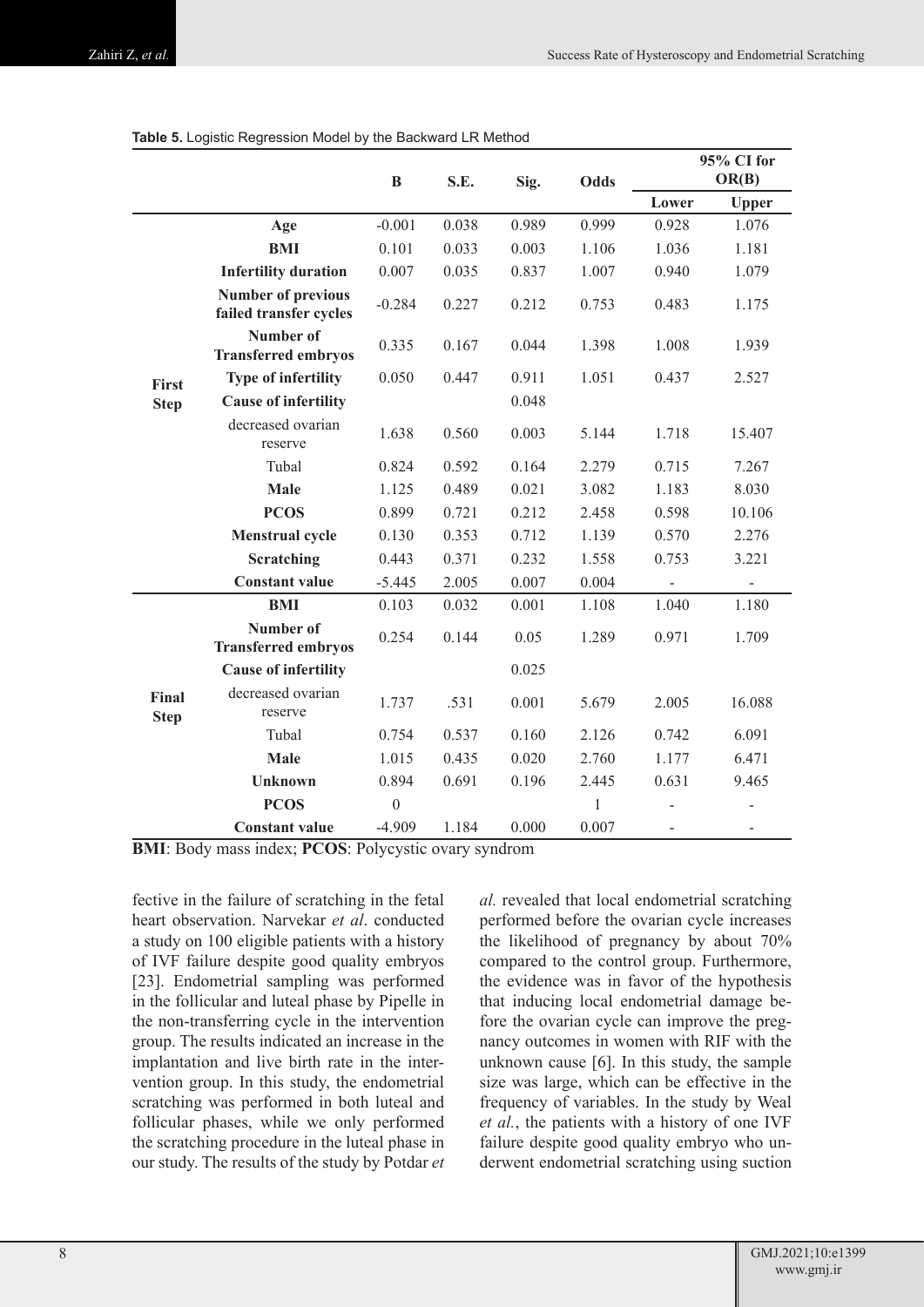**Table 5.** Logistic Regression Model by the Backward LR Method

| | | B | S.E. | Sig. | Odds | 95% CI for OR(B) | |
|---|---|---|---|---|---|---|---|
| | | | | | | Lower | Upper |
| First Step | Age | -0.001 | 0.038 | 0.989 | 0.999 | 0.928 | 1.076 |
| | BMI | 0.101 | 0.033 | 0.003 | 1.106 | 1.036 | 1.181 |
| | Infertility duration | 0.007 | 0.035 | 0.837 | 1.007 | 0.940 | 1.079 |
| | Number of previous failed transfer cycles | -0.284 | 0.227 | 0.212 | 0.753 | 0.483 | 1.175 |
| | Number of Transferred embryos | 0.335 | 0.167 | 0.044 | 1.398 | 1.008 | 1.939 |
| | Type of infertility | 0.050 | 0.447 | 0.911 | 1.051 | 0.437 | 2.527 |
| | Cause of infertility | | | 0.048 | | | |
| | decreased ovarian reserve | 1.638 | 0.560 | 0.003 | 5.144 | 1.718 | 15.407 |
| | Tubal | 0.824 | 0.592 | 0.164 | 2.279 | 0.715 | 7.267 |
| | Male | 1.125 | 0.489 | 0.021 | 3.082 | 1.183 | 8.030 |
| | PCOS | 0.899 | 0.721 | 0.212 | 2.458 | 0.598 | 10.106 |
| | Menstrual cycle | 0.130 | 0.353 | 0.712 | 1.139 | 0.570 | 2.276 |
| | Scratching | 0.443 | 0.371 | 0.232 | 1.558 | 0.753 | 3.221 |
| | Constant value | -5.445 | 2.005 | 0.007 | 0.004 | - | - |
| Final Step | BMI | 0.103 | 0.032 | 0.001 | 1.108 | 1.040 | 1.180 |
| | Number of Transferred embryos | 0.254 | 0.144 | 0.05 | 1.289 | 0.971 | 1.709 |
| | Cause of infertility | | | 0.025 | | | |
| | decreased ovarian reserve | 1.737 | .531 | 0.001 | 5.679 | 2.005 | 16.088 |
| | Tubal | 0.754 | 0.537 | 0.160 | 2.126 | 0.742 | 6.091 |
| | Male | 1.015 | 0.435 | 0.020 | 2.760 | 1.177 | 6.471 |
| | Unknown | 0.894 | 0.691 | 0.196 | 2.445 | 0.631 | 9.465 |
| | PCOS | 0 | | | 1 | - | - |
| | Constant value | -4.909 | 1.184 | 0.000 | 0.007 | - | - |

**BMI**: Body mass index; **PCOS**: Polycystic ovary syndrom

fective in the failure of scratching in the fetal heart observation. Narvekar *et al*. conducted a study on 100 eligible patients with a history of IVF failure despite good quality embryos [23]. Endometrial sampling was performed in the follicular and luteal phase by Pipelle in the non-transferring cycle in the intervention group. The results indicated an increase in the implantation and live birth rate in the intervention group. In this study, the endometrial scratching was performed in both luteal and follicular phases, while we only performed the scratching procedure in the luteal phase in our study. The results of the study by Potdar *et al.* revealed that local endometrial scratching performed before the ovarian cycle increases the likelihood of pregnancy by about 70% compared to the control group. Furthermore, the evidence was in favor of the hypothesis that inducing local endometrial damage before the ovarian cycle can improve the pregnancy outcomes in women with RIF with the unknown cause [6]. In this study, the sample size was large, which can be effective in the frequency of variables. In the study by Weal *et al.*, the patients with a history of one IVF failure despite good quality embryo who underwent endometrial scratching using suction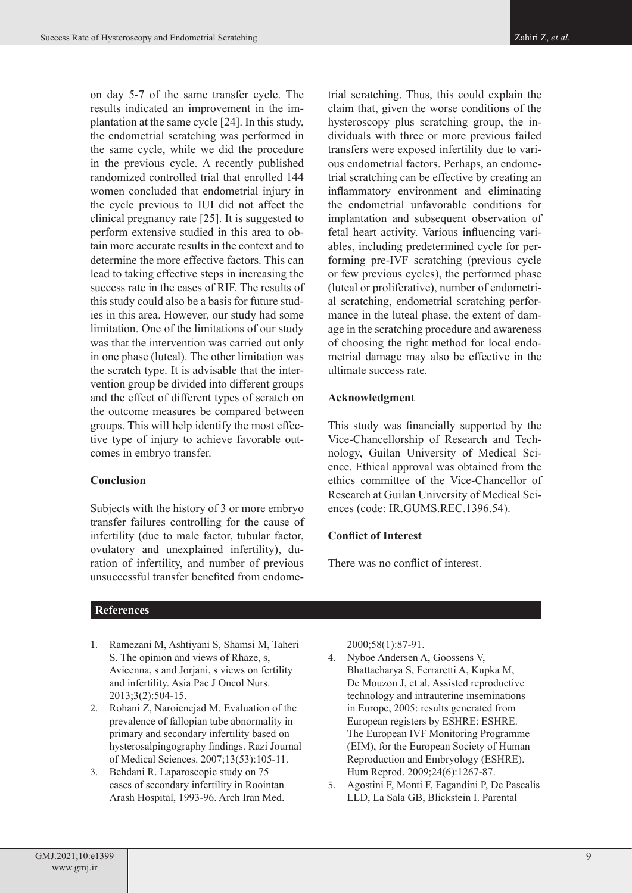on day 5-7 of the same transfer cycle. The results indicated an improvement in the implantation at the same cycle [24]. In this study, the endometrial scratching was performed in the same cycle, while we did the procedure in the previous cycle. A recently published randomized controlled trial that enrolled 144 women concluded that endometrial injury in the cycle previous to IUI did not affect the clinical pregnancy rate [25]. It is suggested to perform extensive studied in this area to obtain more accurate results in the context and to determine the more effective factors. This can lead to taking effective steps in increasing the success rate in the cases of RIF. The results of this study could also be a basis for future studies in this area. However, our study had some limitation. One of the limitations of our study was that the intervention was carried out only in one phase (luteal). The other limitation was the scratch type. It is advisable that the intervention group be divided into different groups and the effect of different types of scratch on the outcome measures be compared between groups. This will help identify the most effective type of injury to achieve favorable outcomes in embryo transfer.

## Conclusion

Subjects with the history of 3 or more embryo transfer failures controlling for the cause of infertility (due to male factor, tubular factor, ovulatory and unexplained infertility), duration of infertility, and number of previous unsuccessful transfer benefited from endometrial scratching. Thus, this could explain the claim that, given the worse conditions of the hysteroscopy plus scratching group, the individuals with three or more previous failed transfers were exposed infertility due to various endometrial factors. Perhaps, an endometrial scratching can be effective by creating an inflammatory environment and eliminating the endometrial unfavorable conditions for implantation and subsequent observation of fetal heart activity. Various influencing variables, including predetermined cycle for performing pre-IVF scratching (previous cycle or few previous cycles), the performed phase (luteal or proliferative), number of endometrial scratching, endometrial scratching performance in the luteal phase, the extent of damage in the scratching procedure and awareness of choosing the right method for local endometrial damage may also be effective in the ultimate success rate.

## Acknowledgment

This study was financially supported by the Vice-Chancellorship of Research and Technology, Guilan University of Medical Science. Ethical approval was obtained from the ethics committee of the Vice-Chancellor of Research at Guilan University of Medical Sciences (code: IR.GUMS.REC.1396.54).

## Conflict of Interest

There was no conflict of interest.

## References

1. Ramezani M, Ashtiyani S, Shamsi M, Taheri S. The opinion and views of Rhaze, s, Avicenna, s and Jorjani, s views on fertility and infertility. Asia Pac J Oncol Nurs. 2013;3(2):504-15.
2. Rohani Z, Naroienejad M. Evaluation of the prevalence of fallopian tube abnormality in primary and secondary infertility based on hysterosalpingography findings. Razi Journal of Medical Sciences. 2007;13(53):105-11.
3. Behdani R. Laparoscopic study on 75 cases of secondary infertility in Roointan Arash Hospital, 1993-96. Arch Iran Med. 2000;58(1):87-91.
4. Nyboe Andersen A, Goossens V, Bhattacharya S, Ferraretti A, Kupka M, De Mouzon J, et al. Assisted reproductive technology and intrauterine inseminations in Europe, 2005: results generated from European registers by ESHRE: ESHRE. The European IVF Monitoring Programme (EIM), for the European Society of Human Reproduction and Embryology (ESHRE). Hum Reprod. 2009;24(6):1267-87.
5. Agostini F, Monti F, Fagandini P, De Pascalis LLD, La Sala GB, Blickstein I. Parental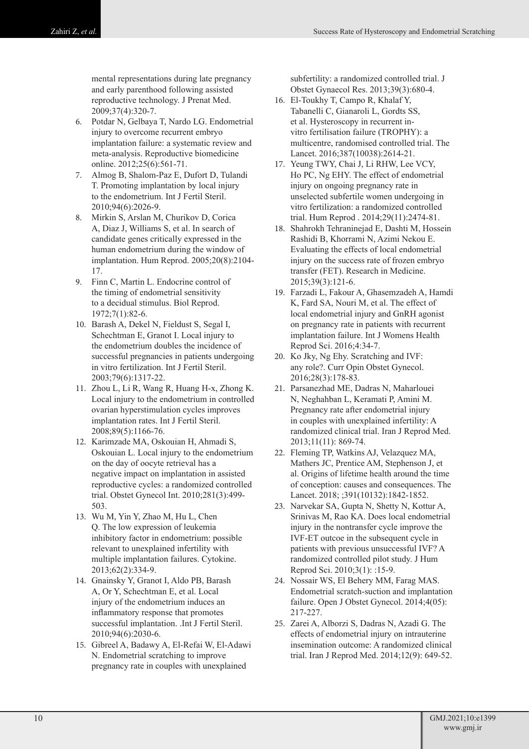mental representations during late pregnancy and early parenthood following assisted reproductive technology. J Prenat Med. 2009;37(4):320-7.

6. Potdar N, Gelbaya T, Nardo LG. Endometrial injury to overcome recurrent embryo implantation failure: a systematic review and meta-analysis. Reproductive biomedicine online. 2012;25(6):561-71.
7. Almog B, Shalom-Paz E, Dufort D, Tulandi T. Promoting implantation by local injury to the endometrium. Int J Fertil Steril. 2010;94(6):2026-9.
8. Mirkin S, Arslan M, Churikov D, Corica A, Diaz J, Williams S, et al. In search of candidate genes critically expressed in the human endometrium during the window of implantation. Hum Reprod. 2005;20(8):2104-17.
9. Finn C, Martin L. Endocrine control of the timing of endometrial sensitivity to a decidual stimulus. Biol Reprod. 1972;7(1):82-6.
10. Barash A, Dekel N, Fieldust S, Segal I, Schechtman E, Granot I. Local injury to the endometrium doubles the incidence of successful pregnancies in patients undergoing in vitro fertilization. Int J Fertil Steril. 2003;79(6):1317-22.
11. Zhou L, Li R, Wang R, Huang H-x, Zhong K. Local injury to the endometrium in controlled ovarian hyperstimulation cycles improves implantation rates. Int J Fertil Steril. 2008;89(5):1166-76.
12. Karimzade MA, Oskouian H, Ahmadi S, Oskouian L. Local injury to the endometrium on the day of oocyte retrieval has a negative impact on implantation in assisted reproductive cycles: a randomized controlled trial. Obstet Gynecol Int. 2010;281(3):499-503.
13. Wu M, Yin Y, Zhao M, Hu L, Chen Q. The low expression of leukemia inhibitory factor in endometrium: possible relevant to unexplained infertility with multiple implantation failures. Cytokine. 2013;62(2):334-9.
14. Gnainsky Y, Granot I, Aldo PB, Barash A, Or Y, Schechtman E, et al. Local injury of the endometrium induces an inflammatory response that promotes successful implantation. .Int J Fertil Steril. 2010;94(6):2030-6.
15. Gibreel A, Badawy A, El-Refai W, El-Adawi N. Endometrial scratching to improve pregnancy rate in couples with unexplained subfertility: a randomized controlled trial. J Obstet Gynaecol Res. 2013;39(3):680-4.
16. El-Toukhy T, Campo R, Khalaf Y, Tabanelli C, Gianaroli L, Gordts SS, et al. Hysteroscopy in recurrent in-vitro fertilisation failure (TROPHY): a multicentre, randomised controlled trial. The Lancet. 2016;387(10038):2614-21.
17. Yeung TWY, Chai J, Li RHW, Lee VCY, Ho PC, Ng EHY. The effect of endometrial injury on ongoing pregnancy rate in unselected subfertile women undergoing in vitro fertilization: a randomized controlled trial. Hum Reprod . 2014;29(11):2474-81.
18. Shahrokh Tehraninejad E, Dashti M, Hossein Rashidi B, Khorrami N, Azimi Nekou E. Evaluating the effects of local endometrial injury on the success rate of frozen embryo transfer (FET). Research in Medicine. 2015;39(3):121-6.
19. Farzadi L, Fakour A, Ghasemzadeh A, Hamdi K, Fard SA, Nouri M, et al. The effect of local endometrial injury and GnRH agonist on pregnancy rate in patients with recurrent implantation failure. Int J Womens Health Reprod Sci. 2016;4:34-7.
20. Ko Jky, Ng Ehy. Scratching and IVF: any role?. Curr Opin Obstet Gynecol. 2016;28(3):178-83.
21. Parsanezhad ME, Dadras N, Maharlouei N, Neghahban L, Keramati P, Amini M. Pregnancy rate after endometrial injury in couples with unexplained infertility: A randomized clinical trial. Iran J Reprod Med. 2013;11(11): 869-74.
22. Fleming TP, Watkins AJ, Velazquez MA, Mathers JC, Prentice AM, Stephenson J, et al. Origins of lifetime health around the time of conception: causes and consequences. The Lancet. 2018; ;391(10132):1842-1852.
23. Narvekar SA, Gupta N, Shetty N, Kottur A, Srinivas M, Rao KA. Does local endometrial injury in the nontransfer cycle improve the IVF-ET outcoe in the subsequent cycle in patients with previous unsuccessful IVF? A randomized controlled pilot study. J Hum Reprod Sci. 2010;3(1): :15-9.
24. Nossair WS, El Behery MM, Farag MAS. Endometrial scratch-suction and implantation failure. Open J Obstet Gynecol. 2014;4(05): 217-227.
25. Zarei A, Alborzi S, Dadras N, Azadi G. The effects of endometrial injury on intrauterine insemination outcome: A randomized clinical trial. Iran J Reprod Med. 2014;12(9): 649-52.